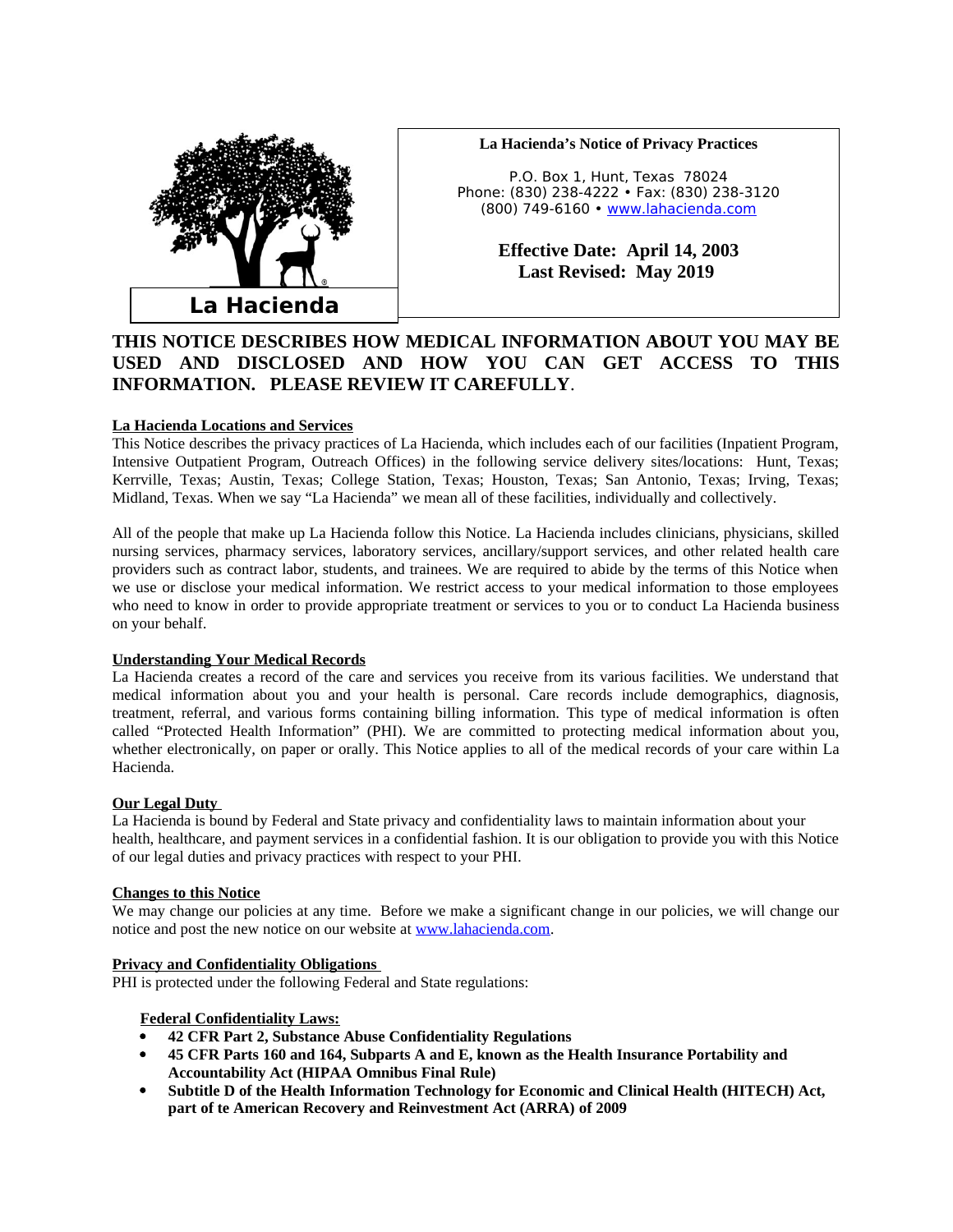La Hacienda

**La Hacienda's Notice of Privacy Practices**

P.O. Box 1, Hunt, Texas 78024
Phone: (830) 238-4222 • Fax: (830) 238-3120
(800) 749-6160 • www.lahacienda.com

**Effective Date: April 14, 2003**
**Last Revised: May 2019**

# THIS NOTICE DESCRIBES HOW MEDICAL INFORMATION ABOUT YOU MAY BE USED AND DISCLOSED AND HOW YOU CAN GET ACCESS TO THIS INFORMATION. PLEASE REVIEW IT CAREFULLY.

## La Hacienda Locations and Services

This Notice describes the privacy practices of La Hacienda, which includes each of our facilities (Inpatient Program, Intensive Outpatient Program, Outreach Offices) in the following service delivery sites/locations: Hunt, Texas; Kerrville, Texas; Austin, Texas; College Station, Texas; Houston, Texas; San Antonio, Texas; Irving, Texas; Midland, Texas. When we say "La Hacienda" we mean all of these facilities, individually and collectively.

All of the people that make up La Hacienda follow this Notice. La Hacienda includes clinicians, physicians, skilled nursing services, pharmacy services, laboratory services, ancillary/support services, and other related health care providers such as contract labor, students, and trainees. We are required to abide by the terms of this Notice when we use or disclose your medical information. We restrict access to your medical information to those employees who need to know in order to provide appropriate treatment or services to you or to conduct La Hacienda business on your behalf.

## Understanding Your Medical Records

La Hacienda creates a record of the care and services you receive from its various facilities. We understand that medical information about you and your health is personal. Care records include demographics, diagnosis, treatment, referral, and various forms containing billing information. This type of medical information is often called "Protected Health Information" (PHI). We are committed to protecting medical information about you, whether electronically, on paper or orally. This Notice applies to all of the medical records of your care within La Hacienda.

## Our Legal Duty

La Hacienda is bound by Federal and State privacy and confidentiality laws to maintain information about your health, healthcare, and payment services in a confidential fashion. It is our obligation to provide you with this Notice of our legal duties and privacy practices with respect to your PHI.

## Changes to this Notice

We may change our policies at any time. Before we make a significant change in our policies, we will change our notice and post the new notice on our website at www.lahacienda.com.

## Privacy and Confidentiality Obligations

PHI is protected under the following Federal and State regulations:

### Federal Confidentiality Laws:

- **42 CFR Part 2, Substance Abuse Confidentiality Regulations**
- **45 CFR Parts 160 and 164, Subparts A and E, known as the Health Insurance Portability and Accountability Act (HIPAA Omnibus Final Rule)**
- **Subtitle D of the Health Information Technology for Economic and Clinical Health (HITECH) Act, part of te American Recovery and Reinvestment Act (ARRA) of 2009**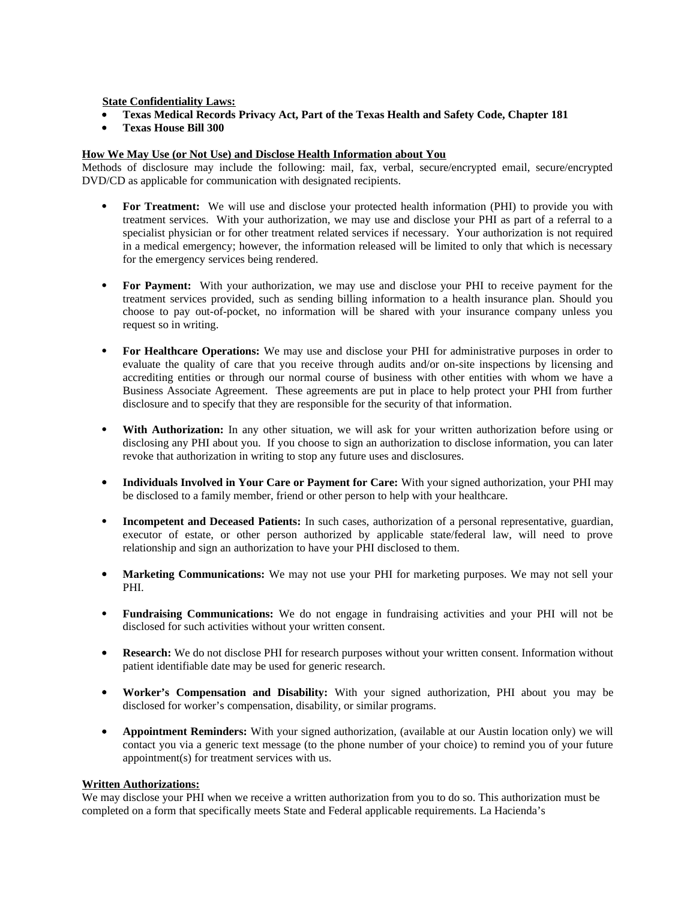**State Confidentiality Laws:**

- **Texas Medical Records Privacy Act, Part of the Texas Health and Safety Code, Chapter 181**
- **Texas House Bill 300**

**How We May Use (or Not Use) and Disclose Health Information about You**

Methods of disclosure may include the following: mail, fax, verbal, secure/encrypted email, secure/encrypted DVD/CD as applicable for communication with designated recipients.

- **For Treatment:** We will use and disclose your protected health information (PHI) to provide you with treatment services. With your authorization, we may use and disclose your PHI as part of a referral to a specialist physician or for other treatment related services if necessary. Your authorization is not required in a medical emergency; however, the information released will be limited to only that which is necessary for the emergency services being rendered.

- **For Payment:** With your authorization, we may use and disclose your PHI to receive payment for the treatment services provided, such as sending billing information to a health insurance plan. Should you choose to pay out-of-pocket, no information will be shared with your insurance company unless you request so in writing.

- **For Healthcare Operations:** We may use and disclose your PHI for administrative purposes in order to evaluate the quality of care that you receive through audits and/or on-site inspections by licensing and accrediting entities or through our normal course of business with other entities with whom we have a Business Associate Agreement. These agreements are put in place to help protect your PHI from further disclosure and to specify that they are responsible for the security of that information.

- **With Authorization:** In any other situation, we will ask for your written authorization before using or disclosing any PHI about you. If you choose to sign an authorization to disclose information, you can later revoke that authorization in writing to stop any future uses and disclosures.

- **Individuals Involved in Your Care or Payment for Care:** With your signed authorization, your PHI may be disclosed to a family member, friend or other person to help with your healthcare.

- **Incompetent and Deceased Patients:** In such cases, authorization of a personal representative, guardian, executor of estate, or other person authorized by applicable state/federal law, will need to prove relationship and sign an authorization to have your PHI disclosed to them.

- **Marketing Communications:** We may not use your PHI for marketing purposes. We may not sell your PHI.

- **Fundraising Communications:** We do not engage in fundraising activities and your PHI will not be disclosed for such activities without your written consent.

- **Research:** We do not disclose PHI for research purposes without your written consent. Information without patient identifiable date may be used for generic research.

- **Worker's Compensation and Disability:** With your signed authorization, PHI about you may be disclosed for worker's compensation, disability, or similar programs.

- **Appointment Reminders:** With your signed authorization, (available at our Austin location only) we will contact you via a generic text message (to the phone number of your choice) to remind you of your future appointment(s) for treatment services with us.

**Written Authorizations:**

We may disclose your PHI when we receive a written authorization from you to do so. This authorization must be completed on a form that specifically meets State and Federal applicable requirements. La Hacienda's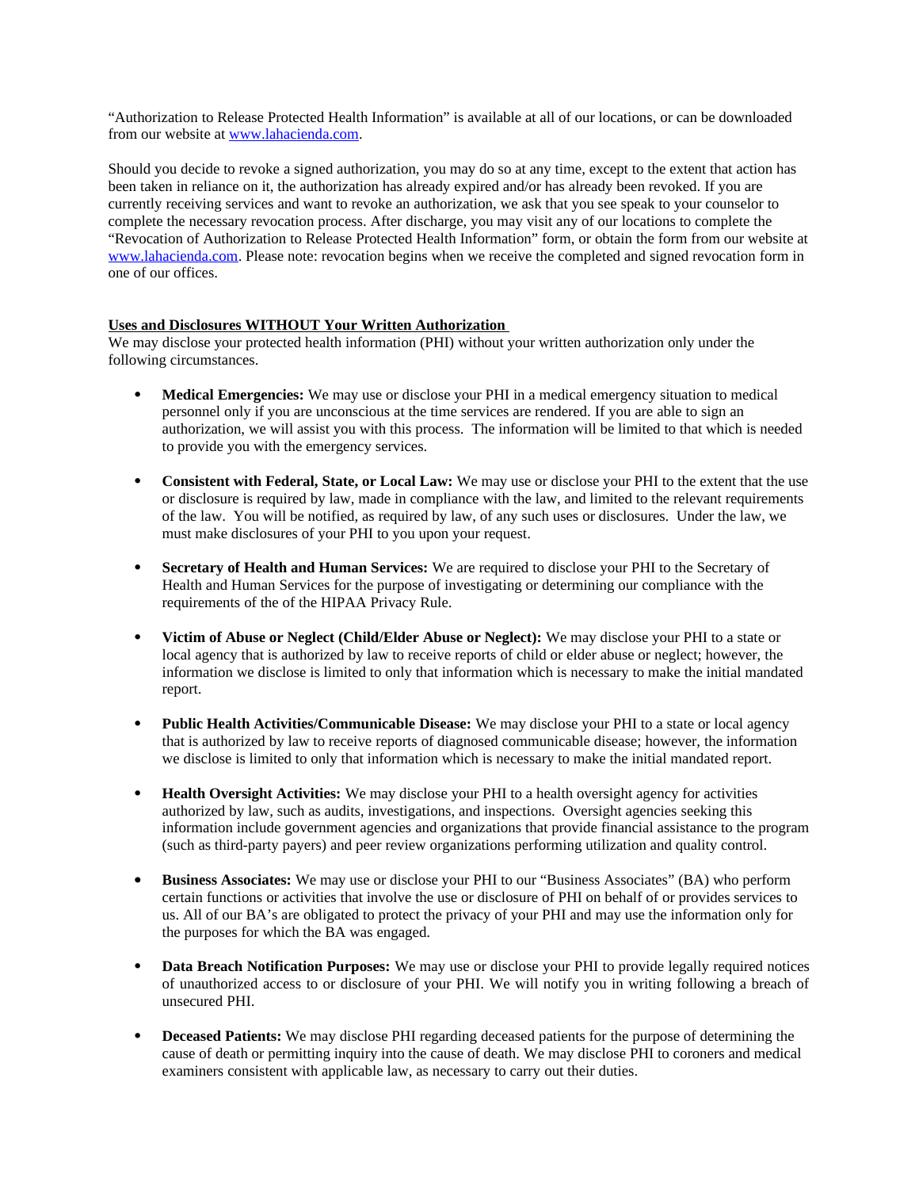"Authorization to Release Protected Health Information" is available at all of our locations, or can be downloaded from our website at [www.lahacienda.com](http://www.lahacienda.com).

Should you decide to revoke a signed authorization, you may do so at any time, except to the extent that action has been taken in reliance on it, the authorization has already expired and/or has already been revoked. If you are currently receiving services and want to revoke an authorization, we ask that you see speak to your counselor to complete the necessary revocation process. After discharge, you may visit any of our locations to complete the "Revocation of Authorization to Release Protected Health Information" form, or obtain the form from our website at [www.lahacienda.com](http://www.lahacienda.com). Please note: revocation begins when we receive the completed and signed revocation form in one of our offices.

**Uses and Disclosures WITHOUT Your Written Authorization**

We may disclose your protected health information (PHI) without your written authorization only under the following circumstances.

- **Medical Emergencies:** We may use or disclose your PHI in a medical emergency situation to medical personnel only if you are unconscious at the time services are rendered. If you are able to sign an authorization, we will assist you with this process. The information will be limited to that which is needed to provide you with the emergency services.

- **Consistent with Federal, State, or Local Law:** We may use or disclose your PHI to the extent that the use or disclosure is required by law, made in compliance with the law, and limited to the relevant requirements of the law. You will be notified, as required by law, of any such uses or disclosures. Under the law, we must make disclosures of your PHI to you upon your request.

- **Secretary of Health and Human Services:** We are required to disclose your PHI to the Secretary of Health and Human Services for the purpose of investigating or determining our compliance with the requirements of the of the HIPAA Privacy Rule.

- **Victim of Abuse or Neglect (Child/Elder Abuse or Neglect):** We may disclose your PHI to a state or local agency that is authorized by law to receive reports of child or elder abuse or neglect; however, the information we disclose is limited to only that information which is necessary to make the initial mandated report.

- **Public Health Activities/Communicable Disease:** We may disclose your PHI to a state or local agency that is authorized by law to receive reports of diagnosed communicable disease; however, the information we disclose is limited to only that information which is necessary to make the initial mandated report.

- **Health Oversight Activities:** We may disclose your PHI to a health oversight agency for activities authorized by law, such as audits, investigations, and inspections. Oversight agencies seeking this information include government agencies and organizations that provide financial assistance to the program (such as third-party payers) and peer review organizations performing utilization and quality control.

- **Business Associates:** We may use or disclose your PHI to our "Business Associates" (BA) who perform certain functions or activities that involve the use or disclosure of PHI on behalf of or provides services to us. All of our BA's are obligated to protect the privacy of your PHI and may use the information only for the purposes for which the BA was engaged.

- **Data Breach Notification Purposes:** We may use or disclose your PHI to provide legally required notices of unauthorized access to or disclosure of your PHI. We will notify you in writing following a breach of unsecured PHI.

- **Deceased Patients:** We may disclose PHI regarding deceased patients for the purpose of determining the cause of death or permitting inquiry into the cause of death. We may disclose PHI to coroners and medical examiners consistent with applicable law, as necessary to carry out their duties.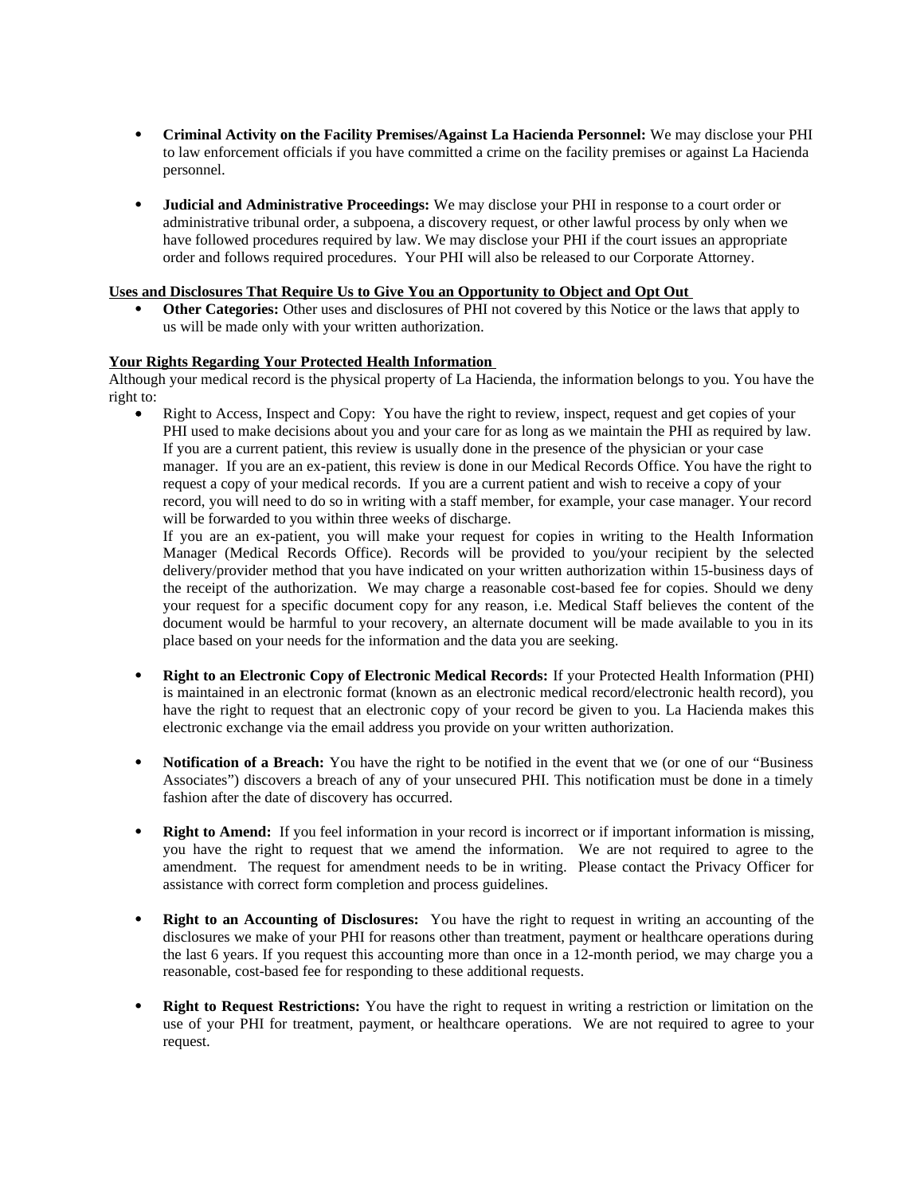- **Criminal Activity on the Facility Premises/Against La Hacienda Personnel:** We may disclose your PHI to law enforcement officials if you have committed a crime on the facility premises or against La Hacienda personnel.

- **Judicial and Administrative Proceedings:** We may disclose your PHI in response to a court order or administrative tribunal order, a subpoena, a discovery request, or other lawful process by only when we have followed procedures required by law. We may disclose your PHI if the court issues an appropriate order and follows required procedures. Your PHI will also be released to our Corporate Attorney.

**Uses and Disclosures That Require Us to Give You an Opportunity to Object and Opt Out**

- **Other Categories:** Other uses and disclosures of PHI not covered by this Notice or the laws that apply to us will be made only with your written authorization.

**Your Rights Regarding Your Protected Health Information**

Although your medical record is the physical property of La Hacienda, the information belongs to you. You have the right to:

- Right to Access, Inspect and Copy: You have the right to review, inspect, request and get copies of your PHI used to make decisions about you and your care for as long as we maintain the PHI as required by law. If you are a current patient, this review is usually done in the presence of the physician or your case manager. If you are an ex-patient, this review is done in our Medical Records Office. You have the right to request a copy of your medical records. If you are a current patient and wish to receive a copy of your record, you will need to do so in writing with a staff member, for example, your case manager. Your record will be forwarded to you within three weeks of discharge.
  If you are an ex-patient, you will make your request for copies in writing to the Health Information Manager (Medical Records Office). Records will be provided to you/your recipient by the selected delivery/provider method that you have indicated on your written authorization within 15-business days of the receipt of the authorization. We may charge a reasonable cost-based fee for copies. Should we deny your request for a specific document copy for any reason, i.e. Medical Staff believes the content of the document would be harmful to your recovery, an alternate document will be made available to you in its place based on your needs for the information and the data you are seeking.

- **Right to an Electronic Copy of Electronic Medical Records:** If your Protected Health Information (PHI) is maintained in an electronic format (known as an electronic medical record/electronic health record), you have the right to request that an electronic copy of your record be given to you. La Hacienda makes this electronic exchange via the email address you provide on your written authorization.

- **Notification of a Breach:** You have the right to be notified in the event that we (or one of our "Business Associates") discovers a breach of any of your unsecured PHI. This notification must be done in a timely fashion after the date of discovery has occurred.

- **Right to Amend:** If you feel information in your record is incorrect or if important information is missing, you have the right to request that we amend the information. We are not required to agree to the amendment. The request for amendment needs to be in writing. Please contact the Privacy Officer for assistance with correct form completion and process guidelines.

- **Right to an Accounting of Disclosures:** You have the right to request in writing an accounting of the disclosures we make of your PHI for reasons other than treatment, payment or healthcare operations during the last 6 years. If you request this accounting more than once in a 12-month period, we may charge you a reasonable, cost-based fee for responding to these additional requests.

- **Right to Request Restrictions:** You have the right to request in writing a restriction or limitation on the use of your PHI for treatment, payment, or healthcare operations. We are not required to agree to your request.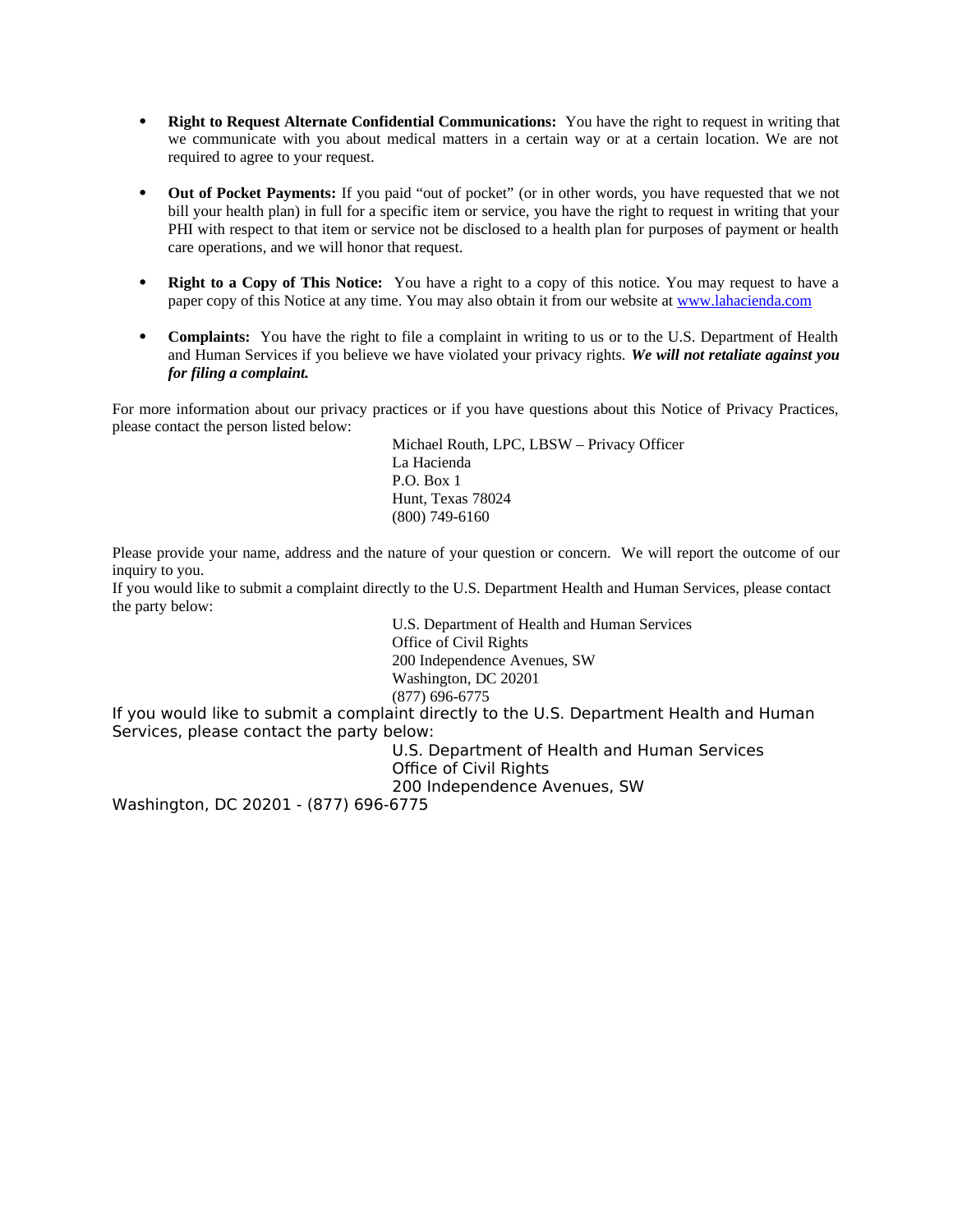- **Right to Request Alternate Confidential Communications:** You have the right to request in writing that we communicate with you about medical matters in a certain way or at a certain location. We are not required to agree to your request.

- **Out of Pocket Payments:** If you paid "out of pocket" (or in other words, you have requested that we not bill your health plan) in full for a specific item or service, you have the right to request in writing that your PHI with respect to that item or service not be disclosed to a health plan for purposes of payment or health care operations, and we will honor that request.

- **Right to a Copy of This Notice:** You have a right to a copy of this notice. You may request to have a paper copy of this Notice at any time. You may also obtain it from our website at [www.lahacienda.com](http://www.lahacienda.com)

- **Complaints:** You have the right to file a complaint in writing to us or to the U.S. Department of Health and Human Services if you believe we have violated your privacy rights. ***We will not retaliate against you for filing a complaint.***

For more information about our privacy practices or if you have questions about this Notice of Privacy Practices, please contact the person listed below:

Michael Routh, LPC, LBSW – Privacy Officer
La Hacienda
P.O. Box 1
Hunt, Texas 78024
(800) 749-6160

Please provide your name, address and the nature of your question or concern. We will report the outcome of our inquiry to you.
If you would like to submit a complaint directly to the U.S. Department Health and Human Services, please contact the party below:

U.S. Department of Health and Human Services
Office of Civil Rights
200 Independence Avenues, SW
Washington, DC 20201
(877) 696-6775

If you would like to submit a complaint directly to the U.S. Department Health and Human Services, please contact the party below:

U.S. Department of Health and Human Services
Office of Civil Rights
200 Independence Avenues, SW
Washington, DC 20201 - (877) 696-6775